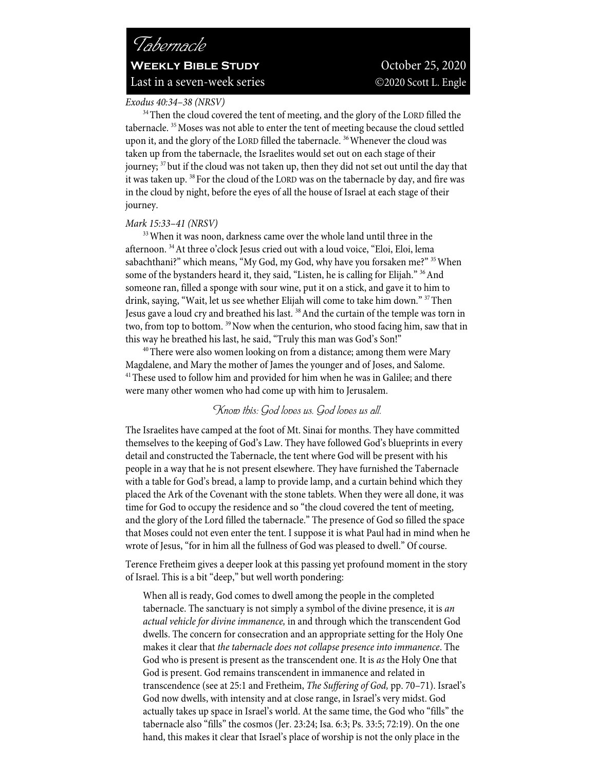# Tabernacle

**Weekly Bible Study** October 25, 2020

Last in a seven-week series ©2020 Scott L. Engle

*Exodus 40:34–38 (NRSV)*

[34] Then the cloud covered the tent of meeting, and the glory of the LORD filled the tabernacle. [35] Moses was not able to enter the tent of meeting because the cloud settled upon it, and the glory of the LORD filled the tabernacle. [36] Whenever the cloud was taken up from the tabernacle, the Israelites would set out on each stage of their journey; [37] but if the cloud was not taken up, then they did not set out until the day that it was taken up. [38] For the cloud of the LORD was on the tabernacle by day, and fire was in the cloud by night, before the eyes of all the house of Israel at each stage of their journey.

*Mark 15:33–41 (NRSV)*

[33] When it was noon, darkness came over the whole land until three in the afternoon. [34] At three o'clock Jesus cried out with a loud voice, "Eloi, Eloi, lema sabachthani?" which means, "My God, my God, why have you forsaken me?" [35] When some of the bystanders heard it, they said, "Listen, he is calling for Elijah." [36] And someone ran, filled a sponge with sour wine, put it on a stick, and gave it to him to drink, saying, "Wait, let us see whether Elijah will come to take him down." [37] Then Jesus gave a loud cry and breathed his last. [38] And the curtain of the temple was torn in two, from top to bottom. [39] Now when the centurion, who stood facing him, saw that in this way he breathed his last, he said, "Truly this man was God's Son!"

[40] There were also women looking on from a distance; among them were Mary Magdalene, and Mary the mother of James the younger and of Joses, and Salome. [41] These used to follow him and provided for him when he was in Galilee; and there were many other women who had come up with him to Jerusalem.

*Know this: God loves us. God loves us all.*

The Israelites have camped at the foot of Mt. Sinai for months. They have committed themselves to the keeping of God's Law. They have followed God's blueprints in every detail and constructed the Tabernacle, the tent where God will be present with his people in a way that he is not present elsewhere. They have furnished the Tabernacle with a table for God's bread, a lamp to provide lamp, and a curtain behind which they placed the Ark of the Covenant with the stone tablets. When they were all done, it was time for God to occupy the residence and so "the cloud covered the tent of meeting, and the glory of the Lord filled the tabernacle." The presence of God so filled the space that Moses could not even enter the tent. I suppose it is what Paul had in mind when he wrote of Jesus, "for in him all the fullness of God was pleased to dwell." Of course.

Terence Fretheim gives a deeper look at this passing yet profound moment in the story of Israel. This is a bit "deep," but well worth pondering:

> When all is ready, God comes to dwell among the people in the completed tabernacle. The sanctuary is not simply a symbol of the divine presence, it is *an actual vehicle for divine immanence,* in and through which the transcendent God dwells. The concern for consecration and an appropriate setting for the Holy One makes it clear that *the tabernacle does not collapse presence into immanence*. The God who is present is present as the transcendent one. It is *as* the Holy One that God is present. God remains transcendent in immanence and related in transcendence (see at 25:1 and Fretheim, *The Suffering of God,* pp. 70–71). Israel's God now dwells, with intensity and at close range, in Israel's very midst. God actually takes up space in Israel's world. At the same time, the God who "fills" the tabernacle also "fills" the cosmos (Jer. 23:24; Isa. 6:3; Ps. 33:5; 72:19). On the one hand, this makes it clear that Israel's place of worship is not the only place in the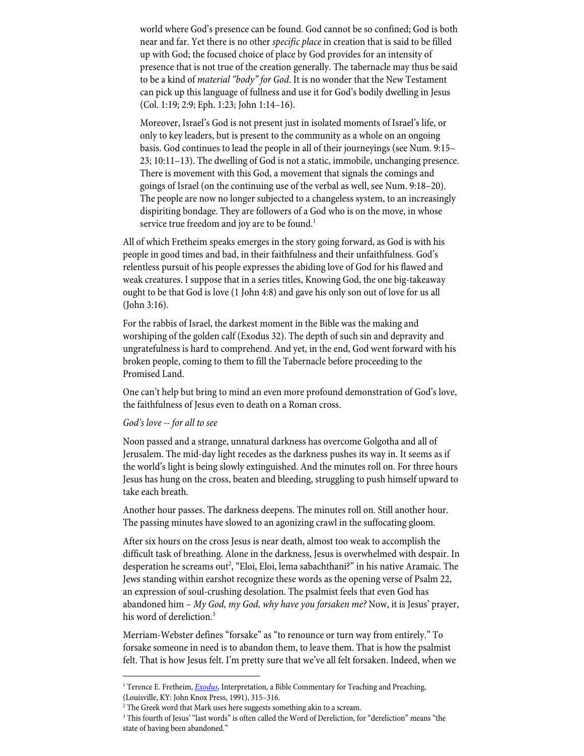> world where God's presence can be found. God cannot be so confined; God is both near and far. Yet there is no other *specific place* in creation that is said to be filled up with God; the focused choice of place by God provides for an intensity of presence that is not true of the creation generally. The tabernacle may thus be said to be a kind of *material "body" for God*. It is no wonder that the New Testament can pick up this language of fullness and use it for God's bodily dwelling in Jesus (Col. 1:19; 2:9; Eph. 1:23; John 1:14–16).
>
> Moreover, Israel's God is not present just in isolated moments of Israel's life, or only to key leaders, but is present to the community as a whole on an ongoing basis. God continues to lead the people in all of their journeyings (see Num. 9:15–23; 10:11–13). The dwelling of God is not a static, immobile, unchanging presence. There is movement with this God, a movement that signals the comings and goings of Israel (on the continuing use of the verbal as well, see Num. 9:18–20). The people are now no longer subjected to a changeless system, to an increasingly dispiriting bondage. They are followers of a God who is on the move, in whose service true freedom and joy are to be found.[1]

All of which Fretheim speaks emerges in the story going forward, as God is with his people in good times and bad, in their faithfulness and their unfaithfulness. God's relentless pursuit of his people expresses the abiding love of God for his flawed and weak creatures. I suppose that in a series titles, Knowing God, the one big-takeaway ought to be that God is love (1 John 4:8) and gave his only son out of love for us all (John 3:16).

For the rabbis of Israel, the darkest moment in the Bible was the making and worshiping of the golden calf (Exodus 32). The depth of such sin and depravity and ungratefulness is hard to comprehend. And yet, in the end, God went forward with his broken people, coming to them to fill the Tabernacle before proceeding to the Promised Land.

One can't help but bring to mind an even more profound demonstration of God's love, the faithfulness of Jesus even to death on a Roman cross.

*God's love -- for all to see*

Noon passed and a strange, unnatural darkness has overcome Golgotha and all of Jerusalem. The mid-day light recedes as the darkness pushes its way in. It seems as if the world's light is being slowly extinguished. And the minutes roll on. For three hours Jesus has hung on the cross, beaten and bleeding, struggling to push himself upward to take each breath.

Another hour passes. The darkness deepens. The minutes roll on. Still another hour. The passing minutes have slowed to an agonizing crawl in the suffocating gloom.

After six hours on the cross Jesus is near death, almost too weak to accomplish the difficult task of breathing. Alone in the darkness, Jesus is overwhelmed with despair. In desperation he screams out[2], "Eloi, Eloi, lema sabachthani?" in his native Aramaic. The Jews standing within earshot recognize these words as the opening verse of Psalm 22, an expression of soul-crushing desolation. The psalmist feels that even God has abandoned him – *My God, my God, why have you forsaken me?* Now, it is Jesus' prayer, his word of dereliction.[3]

Merriam-Webster defines "forsake" as "to renounce or turn way from entirely." To forsake someone in need is to abandon them, to leave them. That is how the psalmist felt. That is how Jesus felt. I'm pretty sure that we've all felt forsaken. Indeed, when we

---

[1] Terence E. Fretheim, *Exodus*, Interpretation, a Bible Commentary for Teaching and Preaching, (Louisville, KY: John Knox Press, 1991), 315–316.

[2] The Greek word that Mark uses here suggests something akin to a scream.

[3] This fourth of Jesus' "last words" is often called the Word of Dereliction, for "dereliction" means "the state of having been abandoned."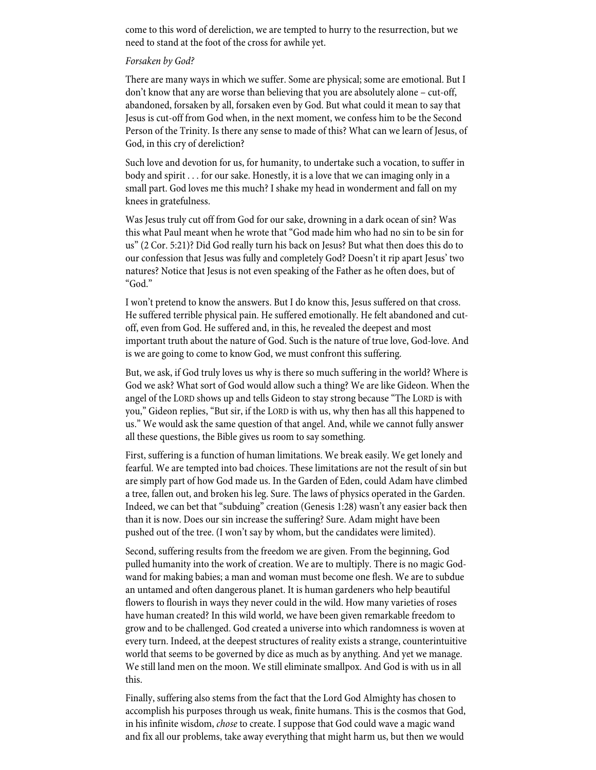come to this word of dereliction, we are tempted to hurry to the resurrection, but we need to stand at the foot of the cross for awhile yet.

*Forsaken by God?*

There are many ways in which we suffer. Some are physical; some are emotional. But I don't know that any are worse than believing that you are absolutely alone – cut-off, abandoned, forsaken by all, forsaken even by God. But what could it mean to say that Jesus is cut-off from God when, in the next moment, we confess him to be the Second Person of the Trinity. Is there any sense to made of this? What can we learn of Jesus, of God, in this cry of dereliction?

Such love and devotion for us, for humanity, to undertake such a vocation, to suffer in body and spirit . . . for our sake. Honestly, it is a love that we can imaging only in a small part. God loves me this much? I shake my head in wonderment and fall on my knees in gratefulness.

Was Jesus truly cut off from God for our sake, drowning in a dark ocean of sin? Was this what Paul meant when he wrote that "God made him who had no sin to be sin for us" (2 Cor. 5:21)? Did God really turn his back on Jesus? But what then does this do to our confession that Jesus was fully and completely God? Doesn't it rip apart Jesus' two natures? Notice that Jesus is not even speaking of the Father as he often does, but of "God."

I won't pretend to know the answers. But I do know this, Jesus suffered on that cross. He suffered terrible physical pain. He suffered emotionally. He felt abandoned and cut-off, even from God. He suffered and, in this, he revealed the deepest and most important truth about the nature of God. Such is the nature of true love, God-love. And is we are going to come to know God, we must confront this suffering.

But, we ask, if God truly loves us why is there so much suffering in the world? Where is God we ask? What sort of God would allow such a thing? We are like Gideon. When the angel of the LORD shows up and tells Gideon to stay strong because "The LORD is with you," Gideon replies, "But sir, if the LORD is with us, why then has all this happened to us." We would ask the same question of that angel. And, while we cannot fully answer all these questions, the Bible gives us room to say something.

First, suffering is a function of human limitations. We break easily. We get lonely and fearful. We are tempted into bad choices. These limitations are not the result of sin but are simply part of how God made us. In the Garden of Eden, could Adam have climbed a tree, fallen out, and broken his leg. Sure. The laws of physics operated in the Garden. Indeed, we can bet that "subduing" creation (Genesis 1:28) wasn't any easier back then than it is now. Does our sin increase the suffering? Sure. Adam might have been pushed out of the tree. (I won't say by whom, but the candidates were limited).

Second, suffering results from the freedom we are given. From the beginning, God pulled humanity into the work of creation. We are to multiply. There is no magic God-wand for making babies; a man and woman must become one flesh. We are to subdue an untamed and often dangerous planet. It is human gardeners who help beautiful flowers to flourish in ways they never could in the wild. How many varieties of roses have human created? In this wild world, we have been given remarkable freedom to grow and to be challenged. God created a universe into which randomness is woven at every turn. Indeed, at the deepest structures of reality exists a strange, counterintuitive world that seems to be governed by dice as much as by anything. And yet we manage. We still land men on the moon. We still eliminate smallpox. And God is with us in all this.

Finally, suffering also stems from the fact that the Lord God Almighty has chosen to accomplish his purposes through us weak, finite humans. This is the cosmos that God, in his infinite wisdom, *chose* to create. I suppose that God could wave a magic wand and fix all our problems, take away everything that might harm us, but then we would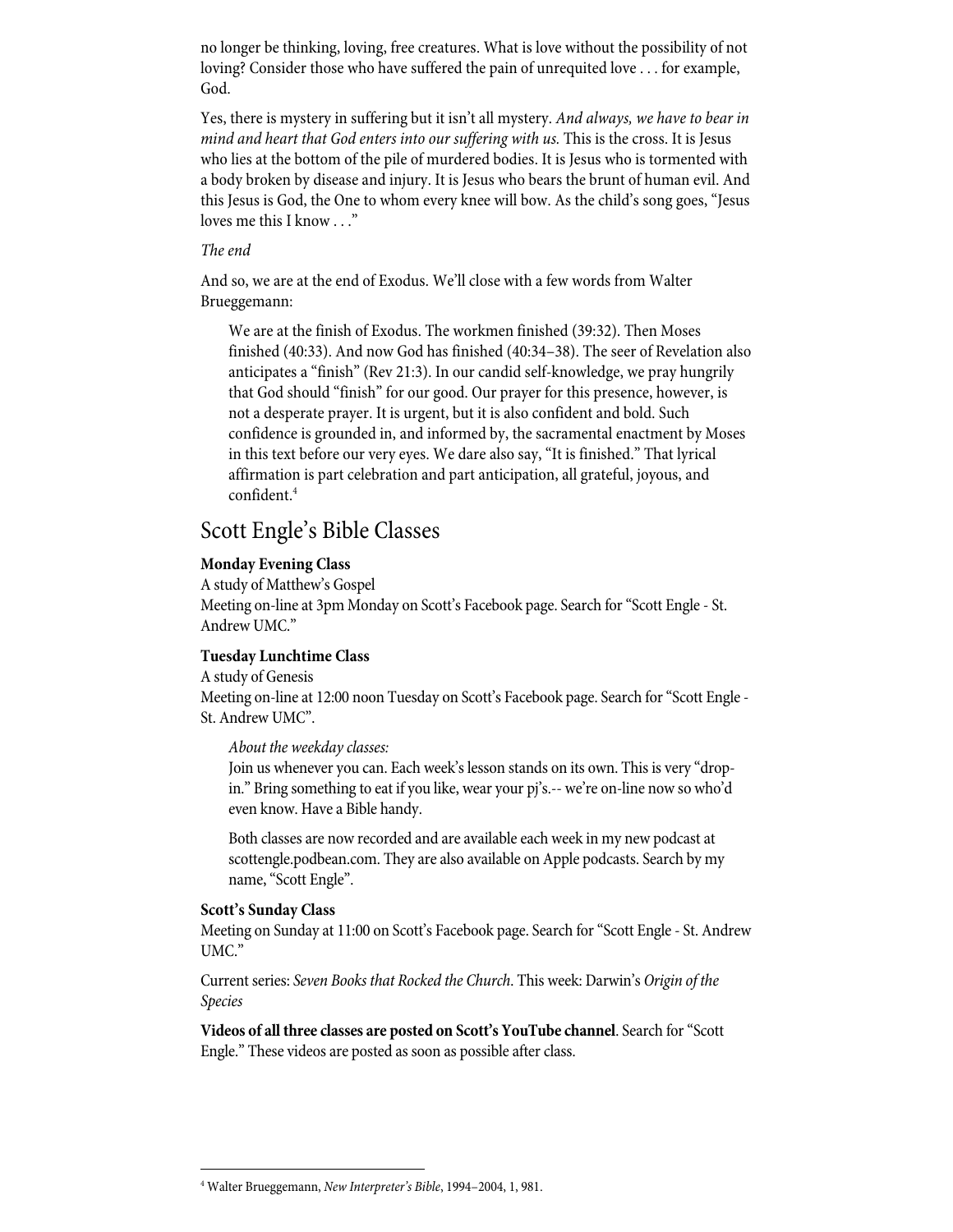no longer be thinking, loving, free creatures. What is love without the possibility of not loving? Consider those who have suffered the pain of unrequited love . . . for example, God.

Yes, there is mystery in suffering but it isn't all mystery. *And always, we have to bear in mind and heart that God enters into our suffering with us.* This is the cross. It is Jesus who lies at the bottom of the pile of murdered bodies. It is Jesus who is tormented with a body broken by disease and injury. It is Jesus who bears the brunt of human evil. And this Jesus is God, the One to whom every knee will bow. As the child's song goes, "Jesus loves me this I know . . ."

*The end*

And so, we are at the end of Exodus. We'll close with a few words from Walter Brueggemann:

> We are at the finish of Exodus. The workmen finished (39:32). Then Moses finished (40:33). And now God has finished (40:34–38). The seer of Revelation also anticipates a "finish" (Rev 21:3). In our candid self-knowledge, we pray hungrily that God should "finish" for our good. Our prayer for this presence, however, is not a desperate prayer. It is urgent, but it is also confident and bold. Such confidence is grounded in, and informed by, the sacramental enactment by Moses in this text before our very eyes. We dare also say, "It is finished." That lyrical affirmation is part celebration and part anticipation, all grateful, joyous, and confident.[4]

## Scott Engle's Bible Classes

**Monday Evening Class**
A study of Matthew's Gospel
Meeting on-line at 3pm Monday on Scott's Facebook page. Search for "Scott Engle - St. Andrew UMC."

**Tuesday Lunchtime Class**
A study of Genesis
Meeting on-line at 12:00 noon Tuesday on Scott's Facebook page. Search for "Scott Engle - St. Andrew UMC".

> *About the weekday classes:*
> Join us whenever you can. Each week's lesson stands on its own. This is very "drop-in." Bring something to eat if you like, wear your pj's.-- we're on-line now so who'd even know. Have a Bible handy.
>
> Both classes are now recorded and are available each week in my new podcast at scottengle.podbean.com. They are also available on Apple podcasts. Search by my name, "Scott Engle".

**Scott's Sunday Class**
Meeting on Sunday at 11:00 on Scott's Facebook page. Search for "Scott Engle - St. Andrew UMC."

Current series: *Seven Books that Rocked the Church*. This week: Darwin's *Origin of the Species*

**Videos of all three classes are posted on Scott's YouTube channel**. Search for "Scott Engle." These videos are posted as soon as possible after class.

---

[4] Walter Brueggemann, *New Interpreter's Bible*, 1994–2004, 1, 981.